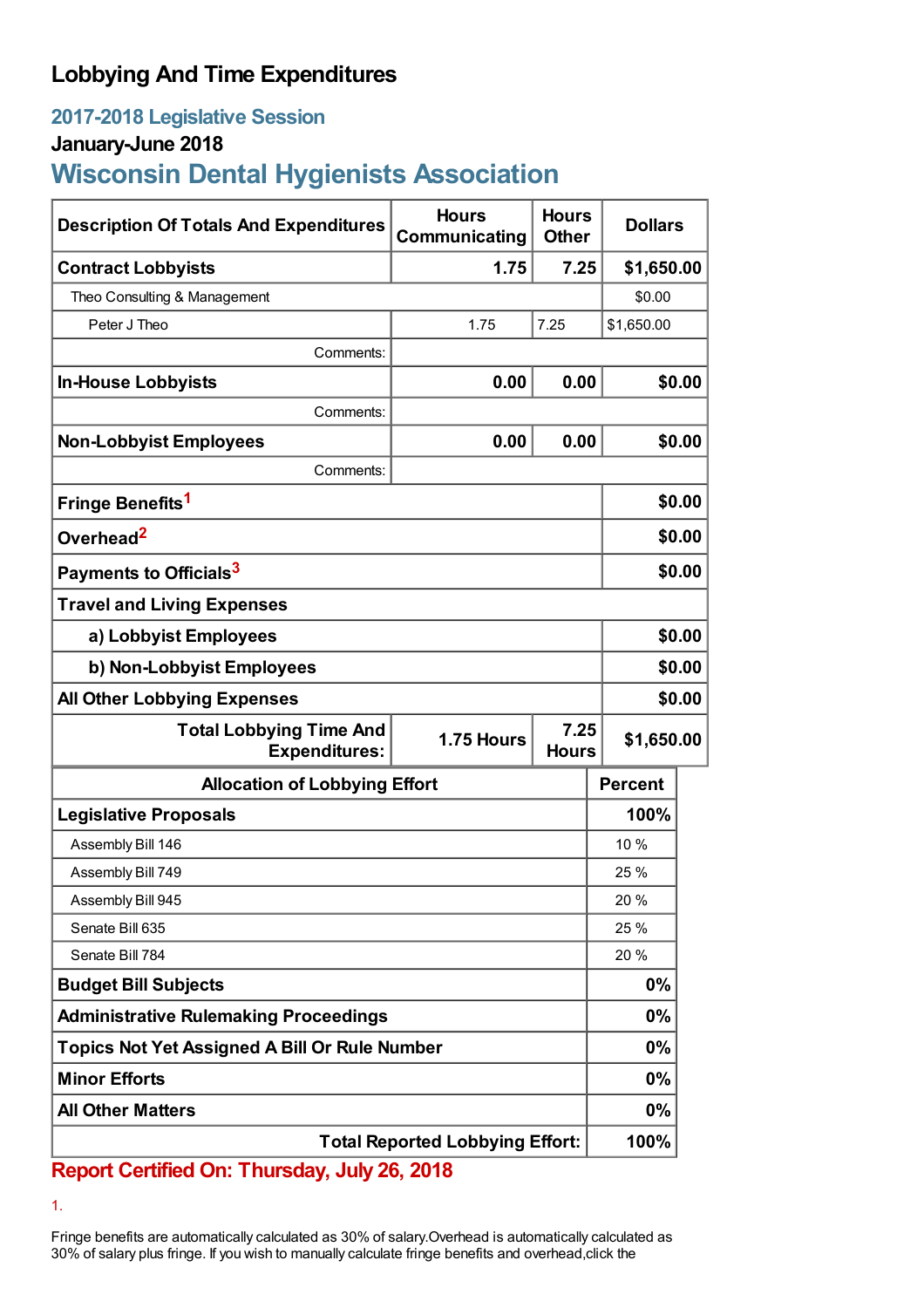# Lobbying And Time Expenditures

## 2017-2018 Legislative Session

### January-June 2018

## Wisconsin Dental Hygienists Association

| Description Of Totals And Expenditures | Hours Communicating | Hours Other | Dollars |
|---|---|---|---|
| **Contract Lobbyists** | **1.75** | **7.25** | **$1,650.00** |
| Theo Consulting & Management | | | $0.00 |
| Peter J Theo | 1.75 | 7.25 | $1,650.00 |
| Comments: | | | |
| **In-House Lobbyists** | **0.00** | **0.00** | **$0.00** |
| Comments: | | | |
| **Non-Lobbyist Employees** | **0.00** | **0.00** | **$0.00** |
| Comments: | | | |
| **Fringe Benefits**[1] | | | **$0.00** |
| **Overhead**[2] | | | **$0.00** |
| **Payments to Officials**[3] | | | **$0.00** |
| **Travel and Living Expenses** | | | |
| **a) Lobbyist Employees** | | | **$0.00** |
| **b) Non-Lobbyist Employees** | | | **$0.00** |
| **All Other Lobbying Expenses** | | | **$0.00** |
| **Total Lobbying Time And Expenditures:** | **1.75 Hours** | **7.25 Hours** | **$1,650.00** |

| Allocation of Lobbying Effort | Percent |
|---|---|
| **Legislative Proposals** | **100%** |
| Assembly Bill 146 | 10 % |
| Assembly Bill 749 | 25 % |
| Assembly Bill 945 | 20 % |
| Senate Bill 635 | 25 % |
| Senate Bill 784 | 20 % |
| **Budget Bill Subjects** | **0%** |
| **Administrative Rulemaking Proceedings** | **0%** |
| **Topics Not Yet Assigned A Bill Or Rule Number** | **0%** |
| **Minor Efforts** | **0%** |
| **All Other Matters** | **0%** |
| **Total Reported Lobbying Effort:** | **100%** |

**Report Certified On: Thursday, July 26, 2018**

1.

Fringe benefits are automatically calculated as 30% of salary.Overhead is automatically calculated as 30% of salary plus fringe. If you wish to manually calculate fringe benefits and overhead,click the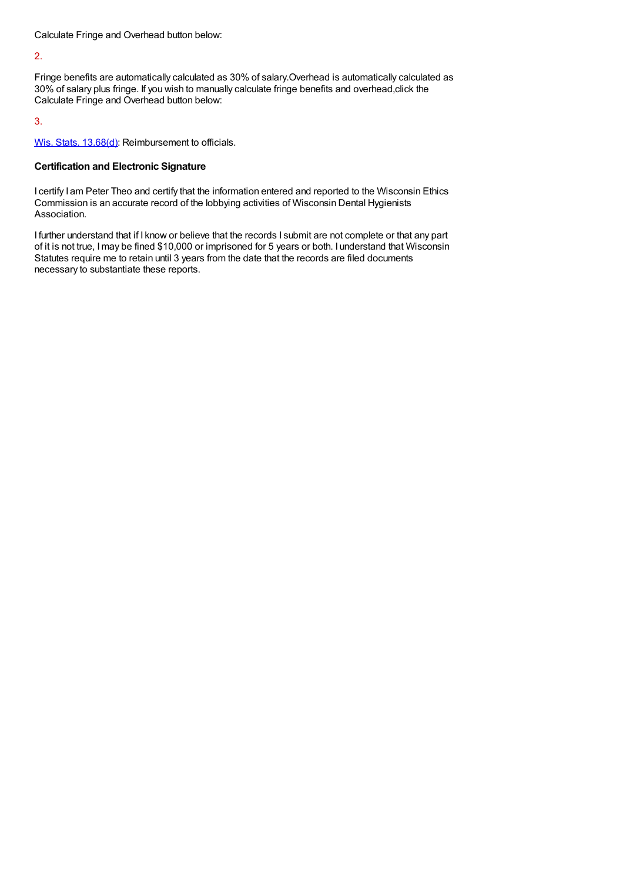Calculate Fringe and Overhead button below:

2.

Fringe benefits are automatically calculated as 30% of salary.Overhead is automatically calculated as 30% of salary plus fringe. If you wish to manually calculate fringe benefits and overhead,click the Calculate Fringe and Overhead button below:

3.

Wis. Stats. 13.68(d): Reimbursement to officials.

**Certification and Electronic Signature**

I certify I am Peter Theo and certify that the information entered and reported to the Wisconsin Ethics Commission is an accurate record of the lobbying activities of Wisconsin Dental Hygienists Association.

I further understand that if I know or believe that the records I submit are not complete or that any part of it is not true, I may be fined $10,000 or imprisoned for 5 years or both. I understand that Wisconsin Statutes require me to retain until 3 years from the date that the records are filed documents necessary to substantiate these reports.